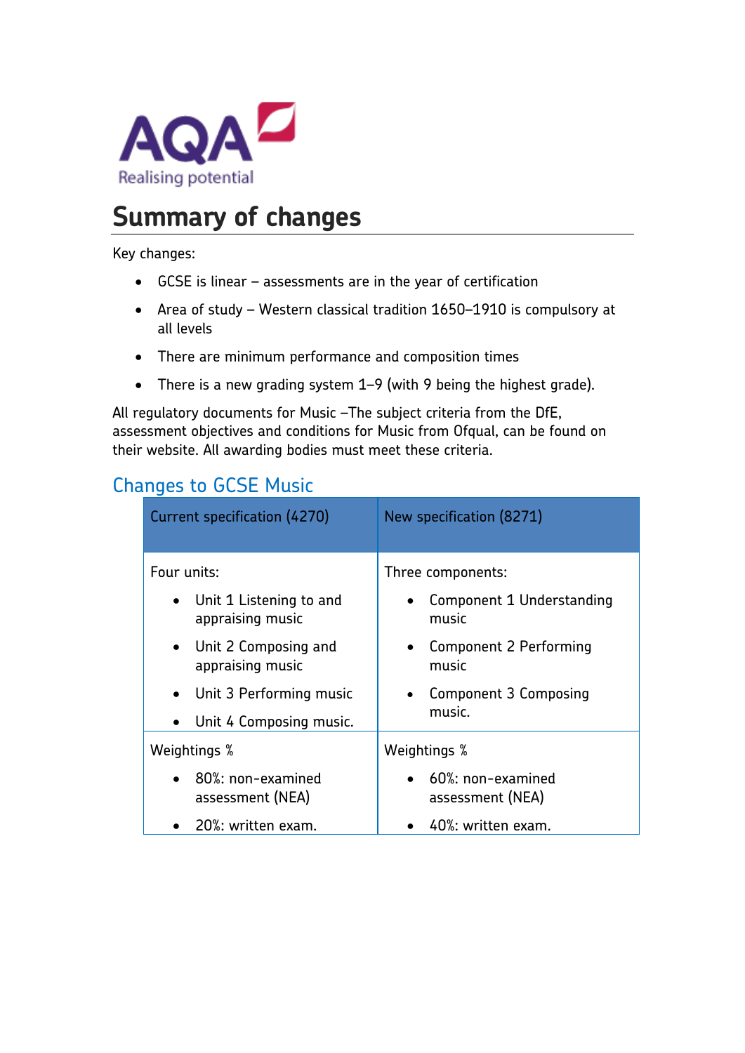AQA Realising potential

# Summary of changes

Key changes:

- GCSE is linear – assessments are in the year of certification
- Area of study – Western classical tradition 1650–1910 is compulsory at all levels
- There are minimum performance and composition times
- There is a new grading system 1–9 (with 9 being the highest grade).

All regulatory documents for Music –The subject criteria from the DfE, assessment objectives and conditions for Music from Ofqual, can be found on their website. All awarding bodies must meet these criteria.

## Changes to GCSE Music

| Current specification (4270) | New specification (8271) |
|---|---|
| Four units:<br>• Unit 1 Listening to and appraising music<br>• Unit 2 Composing and appraising music<br>• Unit 3 Performing music<br>• Unit 4 Composing music. | Three components:<br>• Component 1 Understanding music<br>• Component 2 Performing music<br>• Component 3 Composing music. |
| Weightings %<br>• 80%: non-examined assessment (NEA)<br>• 20%: written exam. | Weightings %<br>• 60%: non-examined assessment (NEA)<br>• 40%: written exam. |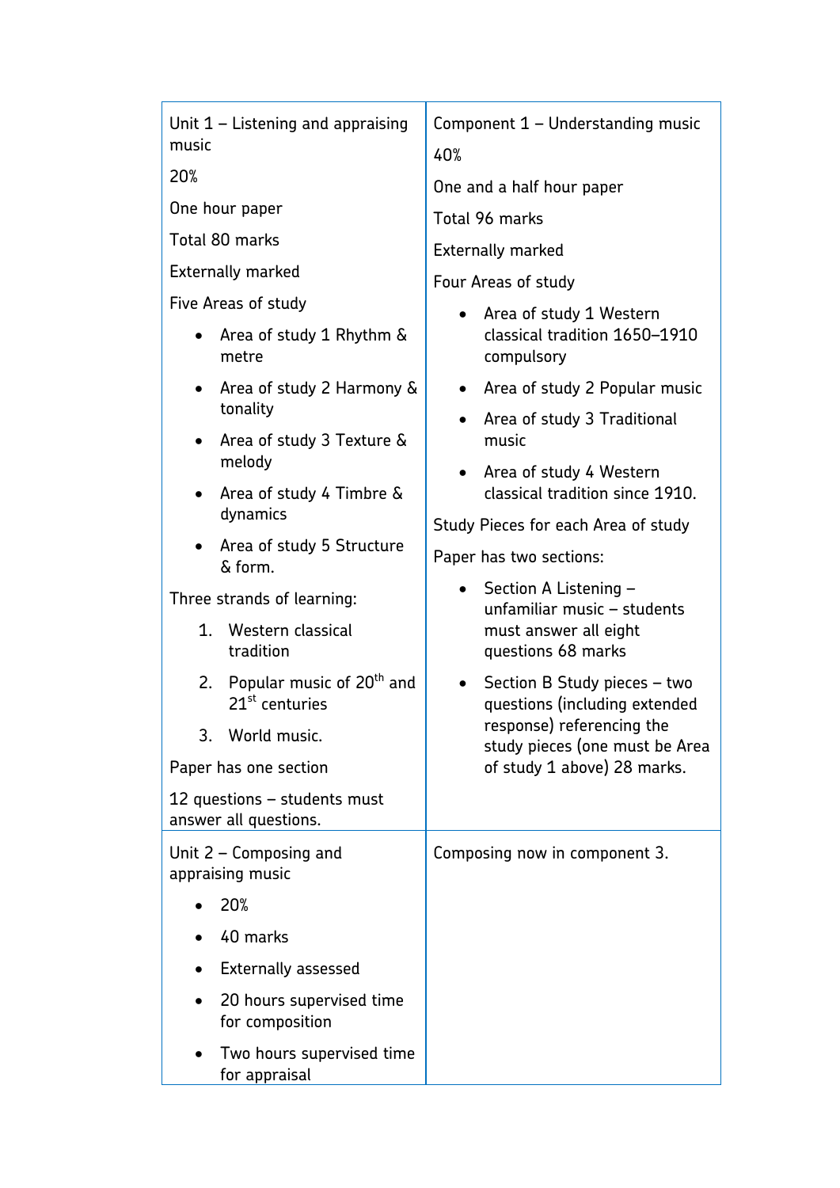| | |
|---|---|
| Unit 1 – Listening and appraising music<br><br>20%<br><br>One hour paper<br><br>Total 80 marks<br><br>Externally marked<br><br>Five Areas of study<br><br>• Area of study 1 Rhythm & metre<br>• Area of study 2 Harmony & tonality<br>• Area of study 3 Texture & melody<br>• Area of study 4 Timbre & dynamics<br>• Area of study 5 Structure & form.<br><br>Three strands of learning:<br><br>1. Western classical tradition<br>2. Popular music of $20^{th}$ and $21^{st}$ centuries<br>3. World music.<br><br>Paper has one section<br><br>12 questions – students must answer all questions. | Component 1 – Understanding music<br><br>40%<br><br>One and a half hour paper<br><br>Total 96 marks<br><br>Externally marked<br><br>Four Areas of study<br><br>• Area of study 1 Western classical tradition 1650–1910 compulsory<br>• Area of study 2 Popular music<br>• Area of study 3 Traditional music<br>• Area of study 4 Western classical tradition since 1910.<br><br>Study Pieces for each Area of study<br><br>Paper has two sections:<br><br>• Section A Listening – unfamiliar music – students must answer all eight questions 68 marks<br>• Section B Study pieces – two questions (including extended response) referencing the study pieces (one must be Area of study 1 above) 28 marks. |
| Unit 2 – Composing and appraising music<br><br>• 20%<br>• 40 marks<br>• Externally assessed<br>• 20 hours supervised time for composition<br>• Two hours supervised time for appraisal | Composing now in component 3. |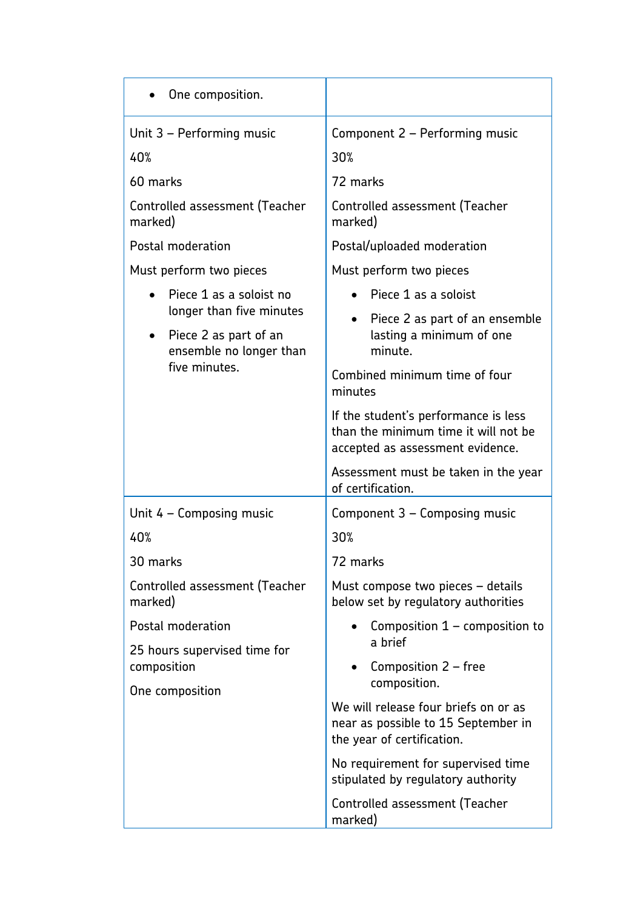| | |
|---|---|
| • One composition. | |
| Unit 3 – Performing music<br><br>40%<br><br>60 marks<br><br>Controlled assessment (Teacher marked)<br><br>Postal moderation<br><br>Must perform two pieces<br><br>• Piece 1 as a soloist no longer than five minutes<br><br>• Piece 2 as part of an ensemble no longer than five minutes. | Component 2 – Performing music<br><br>30%<br><br>72 marks<br><br>Controlled assessment (Teacher marked)<br><br>Postal/uploaded moderation<br><br>Must perform two pieces<br><br>• Piece 1 as a soloist<br><br>• Piece 2 as part of an ensemble lasting a minimum of one minute.<br><br>Combined minimum time of four minutes<br><br>If the student's performance is less than the minimum time it will not be accepted as assessment evidence.<br><br>Assessment must be taken in the year of certification. |
| Unit 4 – Composing music<br><br>40%<br><br>30 marks<br><br>Controlled assessment (Teacher marked)<br><br>Postal moderation<br><br>25 hours supervised time for composition<br><br>One composition | Component 3 – Composing music<br><br>30%<br><br>72 marks<br><br>Must compose two pieces – details below set by regulatory authorities<br><br>• Composition 1 – composition to a brief<br><br>• Composition 2 – free composition.<br><br>We will release four briefs on or as near as possible to 15 September in the year of certification.<br><br>No requirement for supervised time stipulated by regulatory authority<br><br>Controlled assessment (Teacher marked) |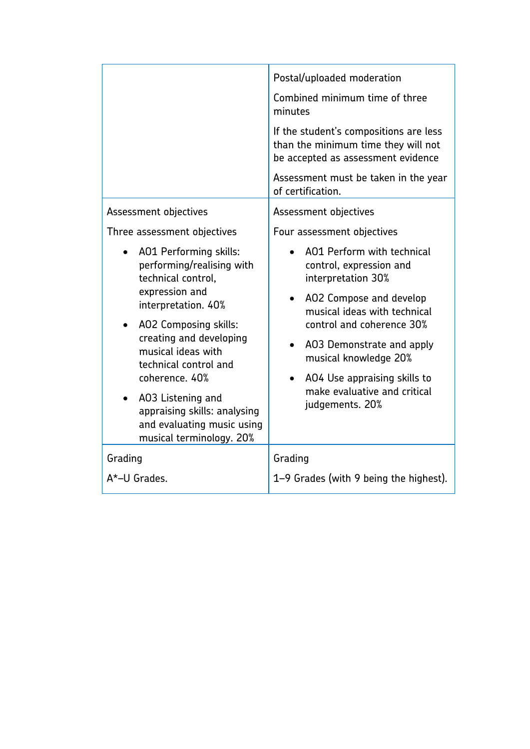| | |
|---|---|
| | Postal/uploaded moderation<br><br>Combined minimum time of three minutes<br><br>If the student's compositions are less than the minimum time they will not be accepted as assessment evidence<br><br>Assessment must be taken in the year of certification. |
| Assessment objectives<br><br>Three assessment objectives<br><br>• AO1 Performing skills: performing/realising with technical control, expression and interpretation. 40%<br>• AO2 Composing skills: creating and developing musical ideas with technical control and coherence. 40%<br>• AO3 Listening and appraising skills: analysing and evaluating music using musical terminology. 20% | Assessment objectives<br><br>Four assessment objectives<br><br>• AO1 Perform with technical control, expression and interpretation 30%<br>• AO2 Compose and develop musical ideas with technical control and coherence 30%<br>• AO3 Demonstrate and apply musical knowledge 20%<br>• AO4 Use appraising skills to make evaluative and critical judgements. 20% |
| Grading<br><br>A*–U Grades. | Grading<br><br>1–9 Grades (with 9 being the highest). |